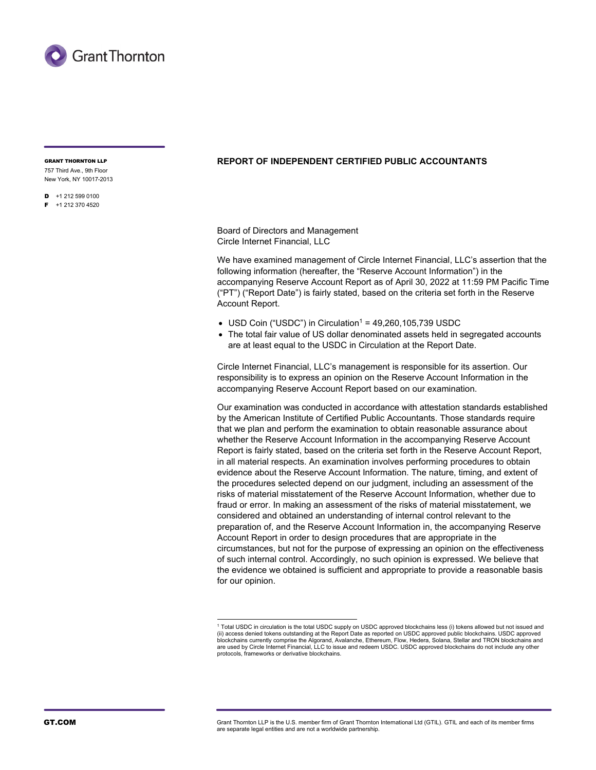**GRANT THORNTON LLP**
757 Third Ave., 9th Floor
New York, NY 10017-2013

**D** +1 212 599 0100
**F** +1 212 370 4520

## REPORT OF INDEPENDENT CERTIFIED PUBLIC ACCOUNTANTS

Board of Directors and Management
Circle Internet Financial, LLC

We have examined management of Circle Internet Financial, LLC's assertion that the following information (hereafter, the "Reserve Account Information") in the accompanying Reserve Account Report as of April 30, 2022 at 11:59 PM Pacific Time ("PT") ("Report Date") is fairly stated, based on the criteria set forth in the Reserve Account Report.

- USD Coin ("USDC") in Circulation[1] = 49,260,105,739 USDC
- The total fair value of US dollar denominated assets held in segregated accounts are at least equal to the USDC in Circulation at the Report Date.

Circle Internet Financial, LLC's management is responsible for its assertion. Our responsibility is to express an opinion on the Reserve Account Information in the accompanying Reserve Account Report based on our examination.

Our examination was conducted in accordance with attestation standards established by the American Institute of Certified Public Accountants. Those standards require that we plan and perform the examination to obtain reasonable assurance about whether the Reserve Account Information in the accompanying Reserve Account Report is fairly stated, based on the criteria set forth in the Reserve Account Report, in all material respects. An examination involves performing procedures to obtain evidence about the Reserve Account Information. The nature, timing, and extent of the procedures selected depend on our judgment, including an assessment of the risks of material misstatement of the Reserve Account Information, whether due to fraud or error. In making an assessment of the risks of material misstatement, we considered and obtained an understanding of internal control relevant to the preparation of, and the Reserve Account Information in, the accompanying Reserve Account Report in order to design procedures that are appropriate in the circumstances, but not for the purpose of expressing an opinion on the effectiveness of such internal control. Accordingly, no such opinion is expressed. We believe that the evidence we obtained is sufficient and appropriate to provide a reasonable basis for our opinion.

---

[1] Total USDC in circulation is the total USDC supply on USDC approved blockchains less (i) tokens allowed but not issued and (ii) access denied tokens outstanding at the Report Date as reported on USDC approved public blockchains. USDC approved blockchains currently comprise the Algorand, Avalanche, Ethereum, Flow, Hedera, Solana, Stellar and TRON blockchains and are used by Circle Internet Financial, LLC to issue and redeem USDC. USDC approved blockchains do not include any other protocols, frameworks or derivative blockchains.

**GT.COM**

Grant Thornton LLP is the U.S. member firm of Grant Thornton International Ltd (GTIL). GTIL and each of its member firms are separate legal entities and are not a worldwide partnership.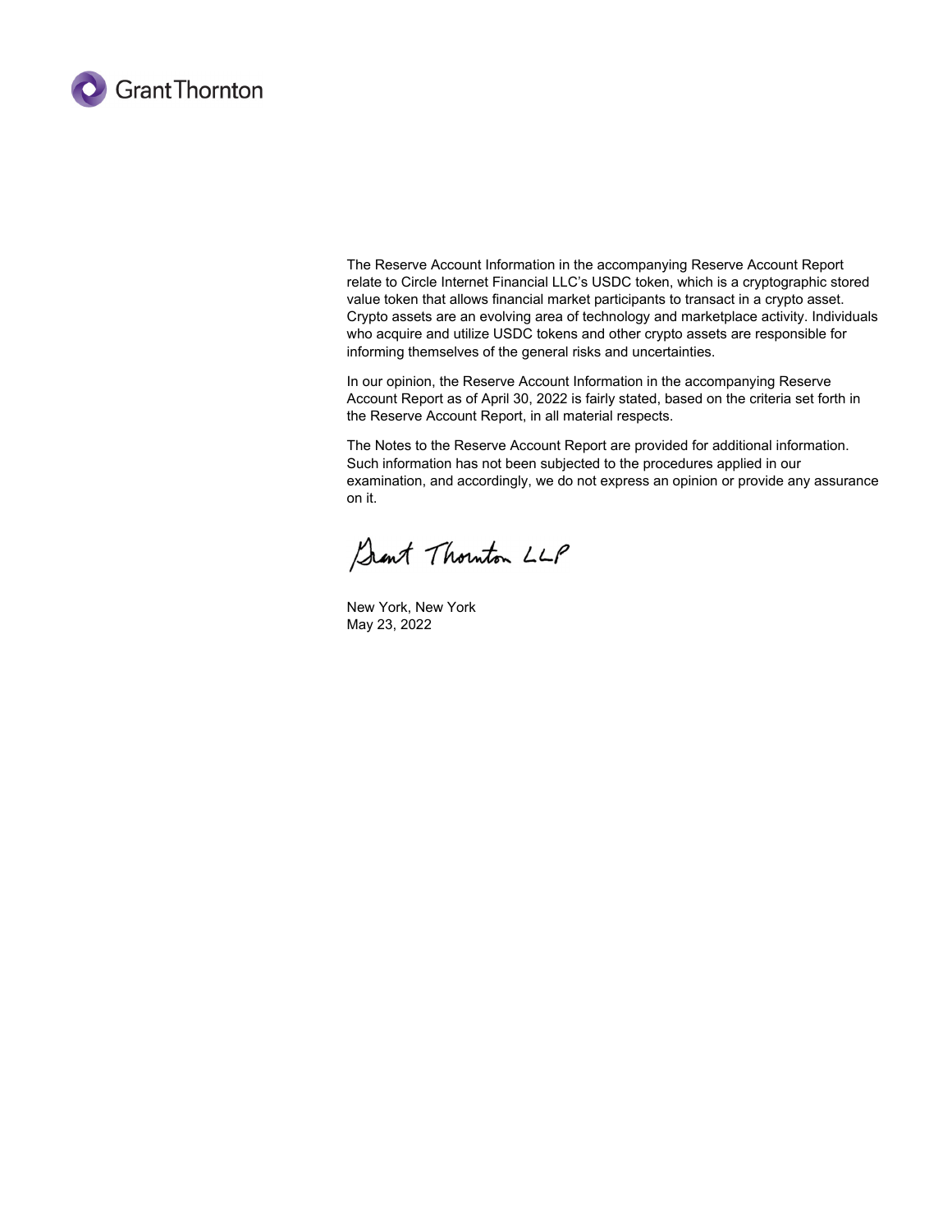The Reserve Account Information in the accompanying Reserve Account Report relate to Circle Internet Financial LLC's USDC token, which is a cryptographic stored value token that allows financial market participants to transact in a crypto asset. Crypto assets are an evolving area of technology and marketplace activity. Individuals who acquire and utilize USDC tokens and other crypto assets are responsible for informing themselves of the general risks and uncertainties.

In our opinion, the Reserve Account Information in the accompanying Reserve Account Report as of April 30, 2022 is fairly stated, based on the criteria set forth in the Reserve Account Report, in all material respects.

The Notes to the Reserve Account Report are provided for additional information. Such information has not been subjected to the procedures applied in our examination, and accordingly, we do not express an opinion or provide any assurance on it.

Grant Thornton LLP

New York, New York
May 23, 2022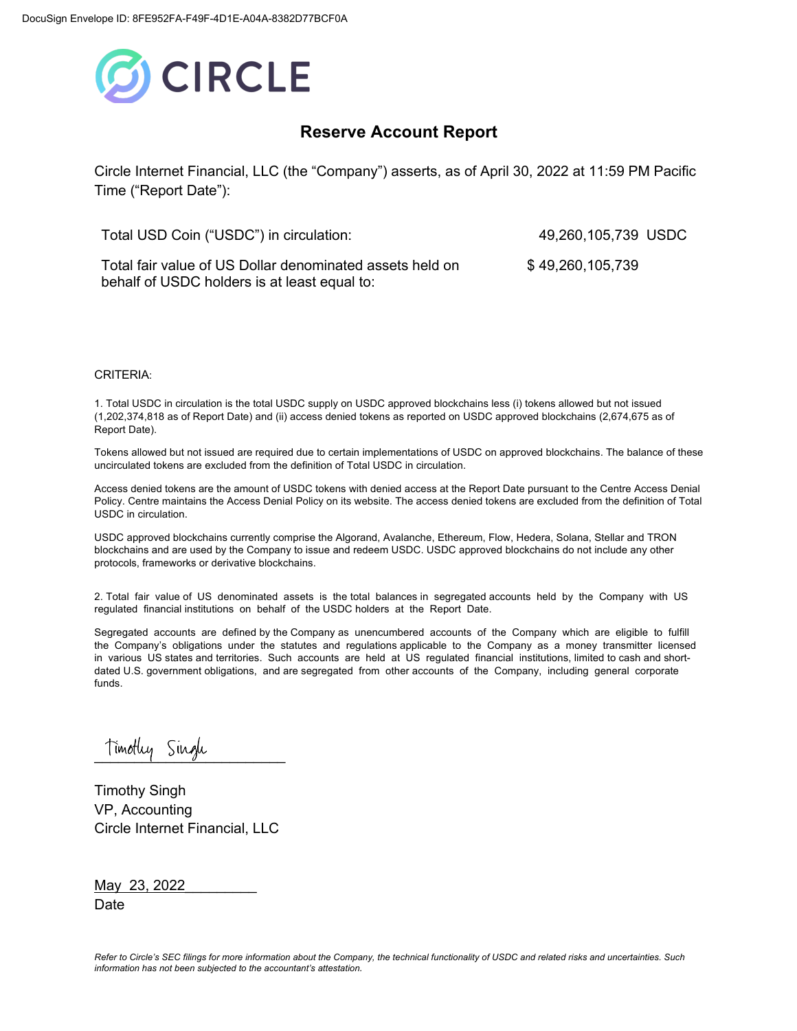DocuSign Envelope ID: 8FE952FA-F49F-4D1E-A04A-8382D77BCF0A

CIRCLE

## Reserve Account Report

Circle Internet Financial, LLC (the "Company") asserts, as of April 30, 2022 at 11:59 PM Pacific Time ("Report Date"):

| | |
|---|---|
| Total USD Coin ("USDC") in circulation: | 49,260,105,739 USDC |
| Total fair value of US Dollar denominated assets held on behalf of USDC holders is at least equal to: | $ 49,260,105,739 |

CRITERIA:

1. Total USDC in circulation is the total USDC supply on USDC approved blockchains less (i) tokens allowed but not issued (1,202,374,818 as of Report Date) and (ii) access denied tokens as reported on USDC approved blockchains (2,674,675 as of Report Date).

Tokens allowed but not issued are required due to certain implementations of USDC on approved blockchains. The balance of these uncirculated tokens are excluded from the definition of Total USDC in circulation.

Access denied tokens are the amount of USDC tokens with denied access at the Report Date pursuant to the Centre Access Denial Policy. Centre maintains the Access Denial Policy on its website. The access denied tokens are excluded from the definition of Total USDC in circulation.

USDC approved blockchains currently comprise the Algorand, Avalanche, Ethereum, Flow, Hedera, Solana, Stellar and TRON blockchains and are used by the Company to issue and redeem USDC. USDC approved blockchains do not include any other protocols, frameworks or derivative blockchains.

2. Total fair value of US denominated assets is the total balances in segregated accounts held by the Company with US regulated financial institutions on behalf of the USDC holders at the Report Date.

Segregated accounts are defined by the Company as unencumbered accounts of the Company which are eligible to fulfill the Company's obligations under the statutes and regulations applicable to the Company as a money transmitter licensed in various US states and territories. Such accounts are held at US regulated financial institutions, limited to cash and short-dated U.S. government obligations, and are segregated from other accounts of the Company, including general corporate funds.

Timothy Singh

Timothy Singh
VP, Accounting
Circle Internet Financial, LLC

May 23, 2022
Date

*Refer to Circle's SEC filings for more information about the Company, the technical functionality of USDC and related risks and uncertainties. Such information has not been subjected to the accountant's attestation.*